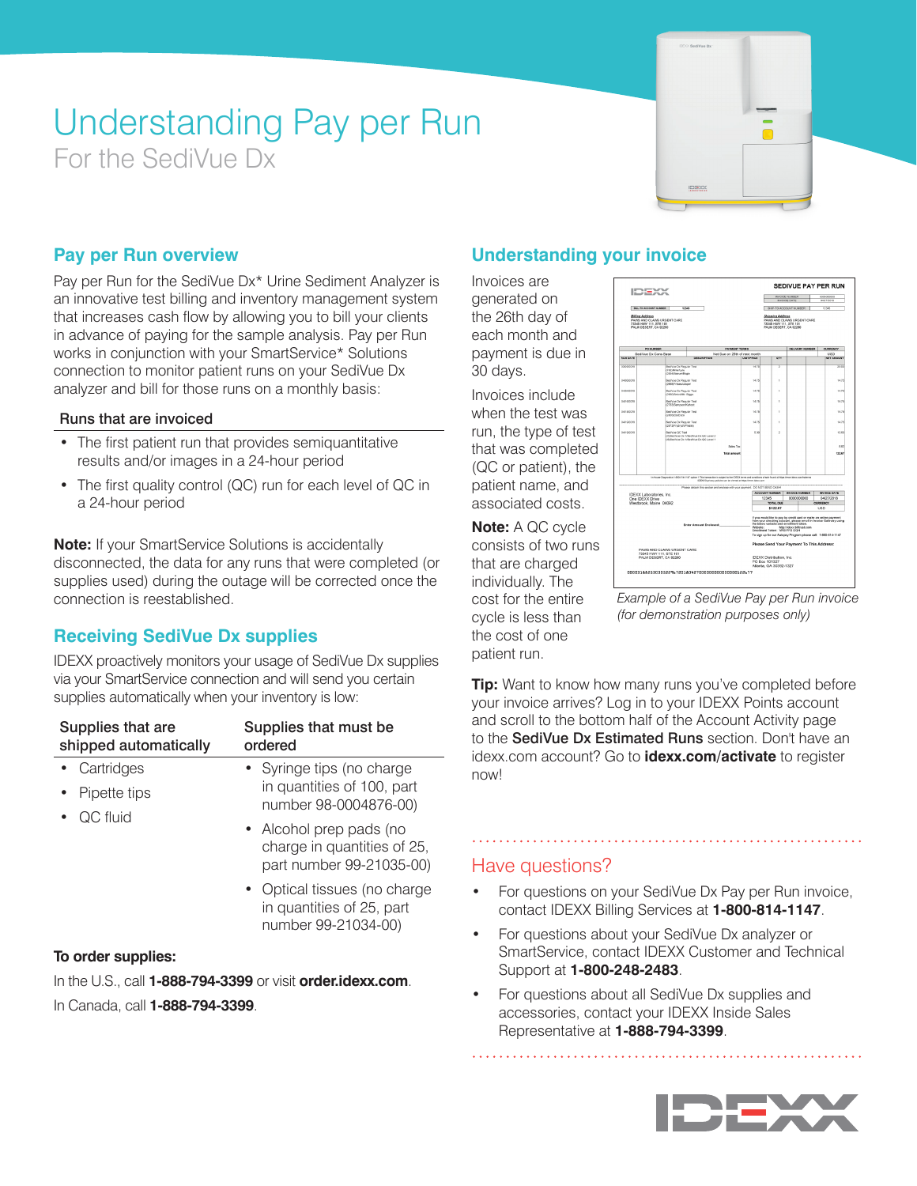# Understanding Pay per Run

For the SediVue Dx

## Pay per Run overview

Pay per Run for the SediVue Dx* Urine Sediment Analyzer is an innovative test billing and inventory management system that increases cash flow by allowing you to bill your clients in advance of paying for the sample analysis. Pay per Run works in conjunction with your SmartService* Solutions connection to monitor patient runs on your SediVue Dx analyzer and bill for those runs on a monthly basis:

### Runs that are invoiced

- The first patient run that provides semiquantitative results and/or images in a 24-hour period
- The first quality control (QC) run for each level of QC in a 24-hour period

**Note:** If your SmartService Solutions is accidentally disconnected, the data for any runs that were completed (or supplies used) during the outage will be corrected once the connection is reestablished.

## Receiving SediVue Dx supplies

IDEXX proactively monitors your usage of SediVue Dx supplies via your SmartService connection and will send you certain supplies automatically when your inventory is low:

| Supplies that are shipped automatically | Supplies that must be ordered |
| --- | --- |
| • Cartridges<br>• Pipette tips<br>• QC fluid | • Syringe tips (no charge in quantities of 100, part number 98-0004876-00)<br>• Alcohol prep pads (no charge in quantities of 25, part number 99-21035-00)<br>• Optical tissues (no charge in quantities of 25, part number 99-21034-00) |

**To order supplies:**

In the U.S., call **1-888-794-3399** or visit **order.idexx.com**.

In Canada, call **1-888-794-3399**.

## Understanding your invoice

Invoices are generated on the 26th day of each month and payment is due in 30 days.

Invoices include when the test was run, the type of test that was completed (QC or patient), the patient name, and associated costs.

**Note:** A QC cycle consists of two runs that are charged individually. The cost for the entire cycle is less than the cost of one patient run.

*Example of a SediVue Pay per Run invoice (for demonstration purposes only)*

**Tip:** Want to know how many runs you've completed before your invoice arrives? Log in to your IDEXX Points account and scroll to the bottom half of the Account Activity page to the **SediVue Dx Estimated Runs** section. Don't have an idexx.com account? Go to **idexx.com/activate** to register now!

## Have questions?

- For questions on your SediVue Dx Pay per Run invoice, contact IDEXX Billing Services at **1-800-814-1147**.
- For questions about your SediVue Dx analyzer or SmartService, contact IDEXX Customer and Technical Support at **1-800-248-2483**.
- For questions about all SediVue Dx supplies and accessories, contact your IDEXX Inside Sales Representative at **1-888-794-3399**.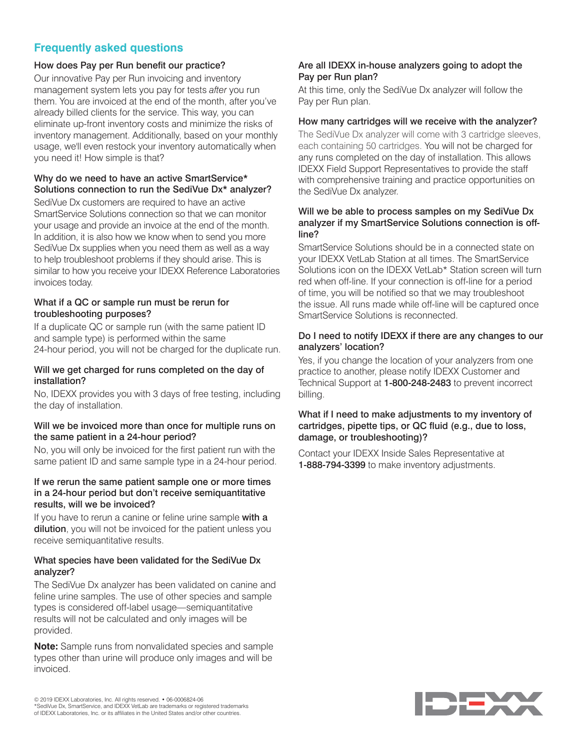## Frequently asked questions

### How does Pay per Run benefit our practice?

Our innovative Pay per Run invoicing and inventory management system lets you pay for tests *after* you run them. You are invoiced at the end of the month, after you've already billed clients for the service. This way, you can eliminate up-front inventory costs and minimize the risks of inventory management. Additionally, based on your monthly usage, we'll even restock your inventory automatically when you need it! How simple is that?

### Why do we need to have an active SmartService* Solutions connection to run the SediVue Dx* analyzer?

SediVue Dx customers are required to have an active SmartService Solutions connection so that we can monitor your usage and provide an invoice at the end of the month. In addition, it is also how we know when to send you more SediVue Dx supplies when you need them as well as a way to help troubleshoot problems if they should arise. This is similar to how you receive your IDEXX Reference Laboratories invoices today.

### What if a QC or sample run must be rerun for troubleshooting purposes?

If a duplicate QC or sample run (with the same patient ID and sample type) is performed within the same 24-hour period, you will not be charged for the duplicate run.

### Will we get charged for runs completed on the day of installation?

No, IDEXX provides you with 3 days of free testing, including the day of installation.

### Will we be invoiced more than once for multiple runs on the same patient in a 24-hour period?

No, you will only be invoiced for the first patient run with the same patient ID and same sample type in a 24-hour period.

### If we rerun the same patient sample one or more times in a 24-hour period but don't receive semiquantitative results, will we be invoiced?

If you have to rerun a canine or feline urine sample **with a dilution**, you will not be invoiced for the patient unless you receive semiquantitative results.

### What species have been validated for the SediVue Dx analyzer?

The SediVue Dx analyzer has been validated on canine and feline urine samples. The use of other species and sample types is considered off-label usage—semiquantitative results will not be calculated and only images will be provided.

**Note:** Sample runs from nonvalidated species and sample types other than urine will produce only images and will be invoiced.

### Are all IDEXX in-house analyzers going to adopt the Pay per Run plan?

At this time, only the SediVue Dx analyzer will follow the Pay per Run plan.

### How many cartridges will we receive with the analyzer?

The SediVue Dx analyzer will come with 3 cartridge sleeves, each containing 50 cartridges. You will not be charged for any runs completed on the day of installation. This allows IDEXX Field Support Representatives to provide the staff with comprehensive training and practice opportunities on the SediVue Dx analyzer.

### Will we be able to process samples on my SediVue Dx analyzer if my SmartService Solutions connection is off-line?

SmartService Solutions should be in a connected state on your IDEXX VetLab Station at all times. The SmartService Solutions icon on the IDEXX VetLab* Station screen will turn red when off-line. If your connection is off-line for a period of time, you will be notified so that we may troubleshoot the issue. All runs made while off-line will be captured once SmartService Solutions is reconnected.

### Do I need to notify IDEXX if there are any changes to our analyzers' location?

Yes, if you change the location of your analyzers from one practice to another, please notify IDEXX Customer and Technical Support at **1-800-248-2483** to prevent incorrect billing.

### What if I need to make adjustments to my inventory of cartridges, pipette tips, or QC fluid (e.g., due to loss, damage, or troubleshooting)?

Contact your IDEXX Inside Sales Representative at **1-888-794-3399** to make inventory adjustments.

© 2019 IDEXX Laboratories, Inc. All rights reserved. • 06-0006824-06
*SediVue Dx, SmartService, and IDEXX VetLab are trademarks or registered trademarks of IDEXX Laboratories, Inc. or its affiliates in the United States and/or other countries.